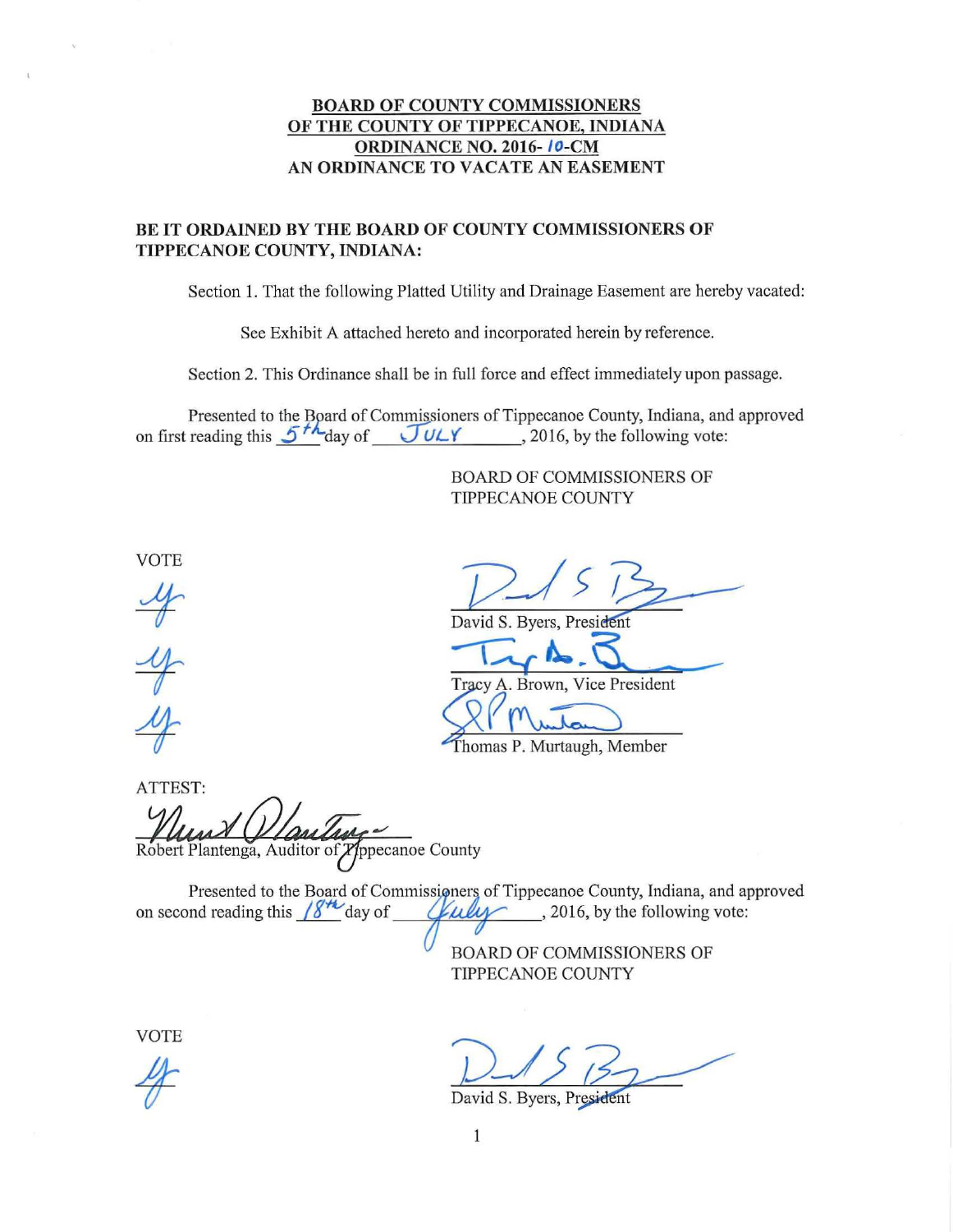**BOARD OF COUNTY COMMISSIONERS**
**OF THE COUNTY OF TIPPECANOE, INDIANA**
**ORDINANCE NO. 2016- 10-CM**
**AN ORDINANCE TO VACATE AN EASEMENT**

**BE IT ORDAINED BY THE BOARD OF COUNTY COMMISSIONERS OF TIPPECANOE COUNTY, INDIANA:**

Section 1. That the following Platted Utility and Drainage Easement are hereby vacated:

See Exhibit A attached hereto and incorporated herein by reference.

Section 2. This Ordinance shall be in full force and effect immediately upon passage.

Presented to the Board of Commissioners of Tippecanoe County, Indiana, and approved on first reading this 5th day of JULY, 2016, by the following vote:

BOARD OF COMMISSIONERS OF TIPPECANOE COUNTY

VOTE

y — David S. Byers, President

y — Tracy A. Brown, Vice President

y — Thomas P. Murtaugh, Member

ATTEST:

Robert Plantenga, Auditor of Tippecanoe County

Presented to the Board of Commissioners of Tippecanoe County, Indiana, and approved on second reading this 18th day of July, 2016, by the following vote:

BOARD OF COMMISSIONERS OF TIPPECANOE COUNTY

VOTE

y — David S. Byers, President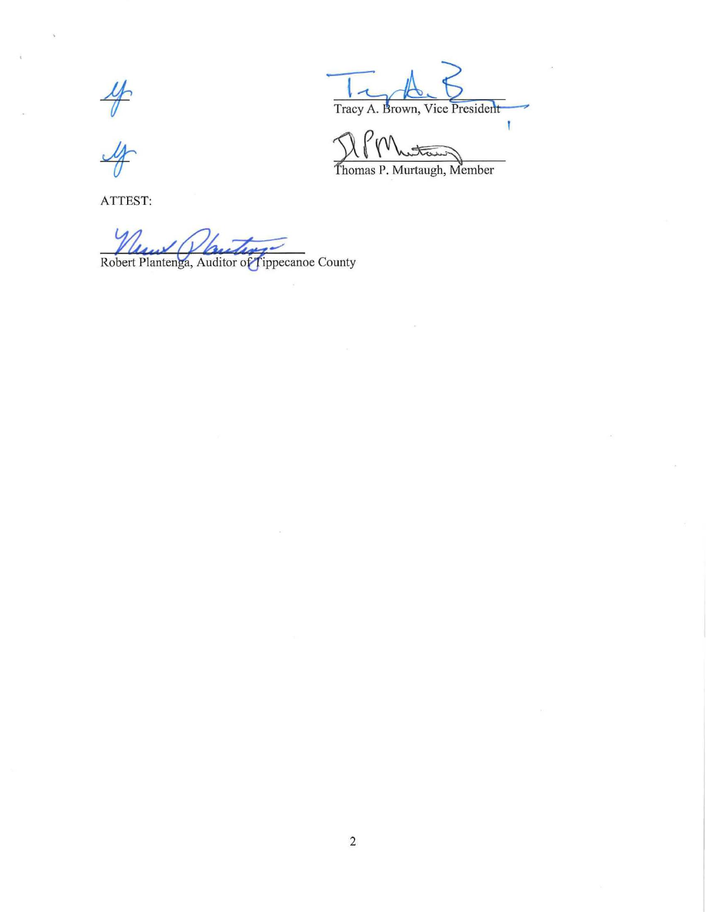Tracy A. Brown, Vice President

Thomas P. Murtaugh, Member

ATTEST:

Robert Plantenga, Auditor of Tippecanoe County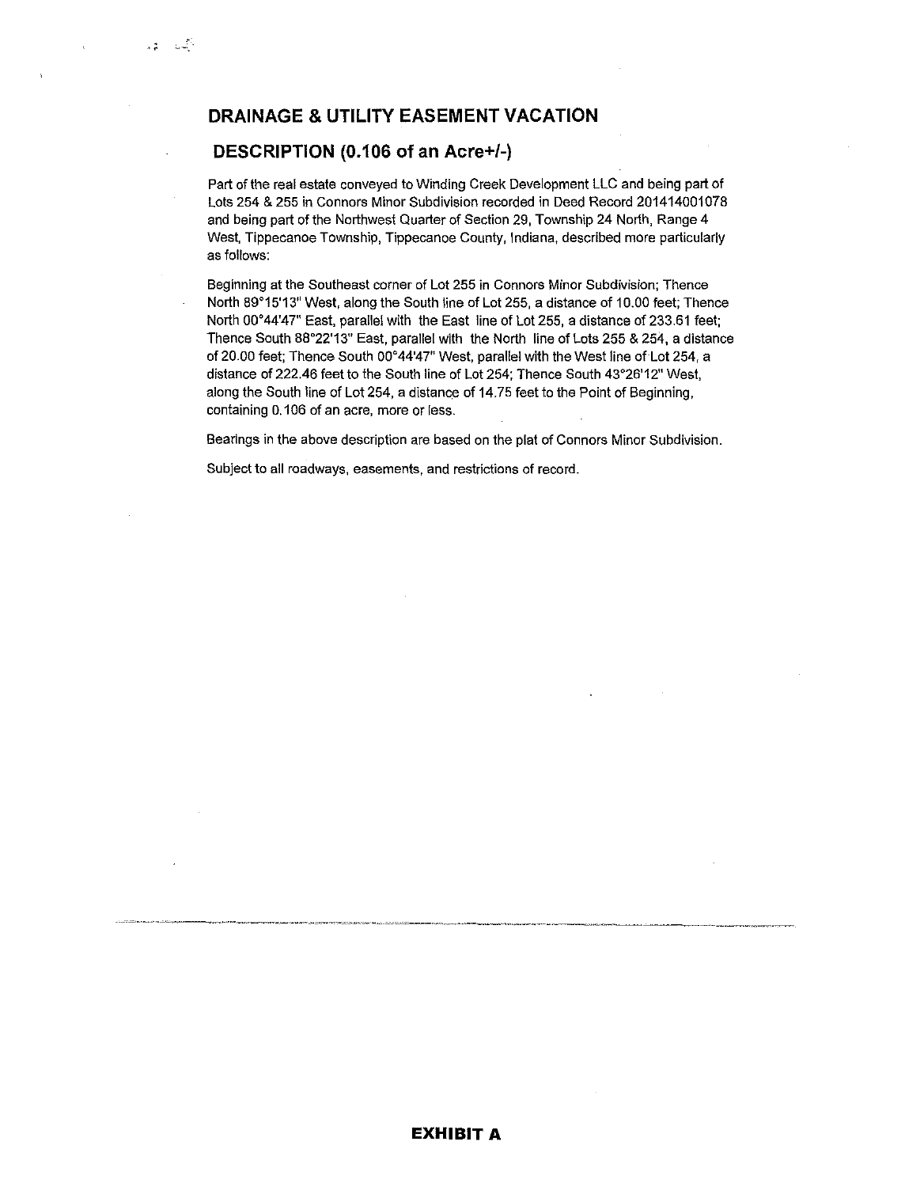## DRAINAGE & UTILITY EASEMENT VACATION

## DESCRIPTION (0.106 of an Acre+/-)

Part of the real estate conveyed to Winding Creek Development LLC and being part of Lots 254 & 255 in Connors Minor Subdivision recorded in Deed Record 201414001078 and being part of the Northwest Quarter of Section 29, Township 24 North, Range 4 West, Tippecanoe Township, Tippecanoe County, Indiana, described more particularly as follows:

Beginning at the Southeast corner of Lot 255 in Connors Minor Subdivision; Thence North 89°15'13" West, along the South line of Lot 255, a distance of 10.00 feet; Thence North 00°44'47" East, parallel with the East line of Lot 255, a distance of 233.61 feet; Thence South 88°22'13" East, parallel with the North line of Lots 255 & 254, a distance of 20.00 feet; Thence South 00°44'47" West, parallel with the West line of Lot 254, a distance of 222.46 feet to the South line of Lot 254; Thence South 43°26'12" West, along the South line of Lot 254, a distance of 14.75 feet to the Point of Beginning, containing 0.106 of an acre, more or less.

Bearings in the above description are based on the plat of Connors Minor Subdivision.

Subject to all roadways, easements, and restrictions of record.

**EXHIBIT A**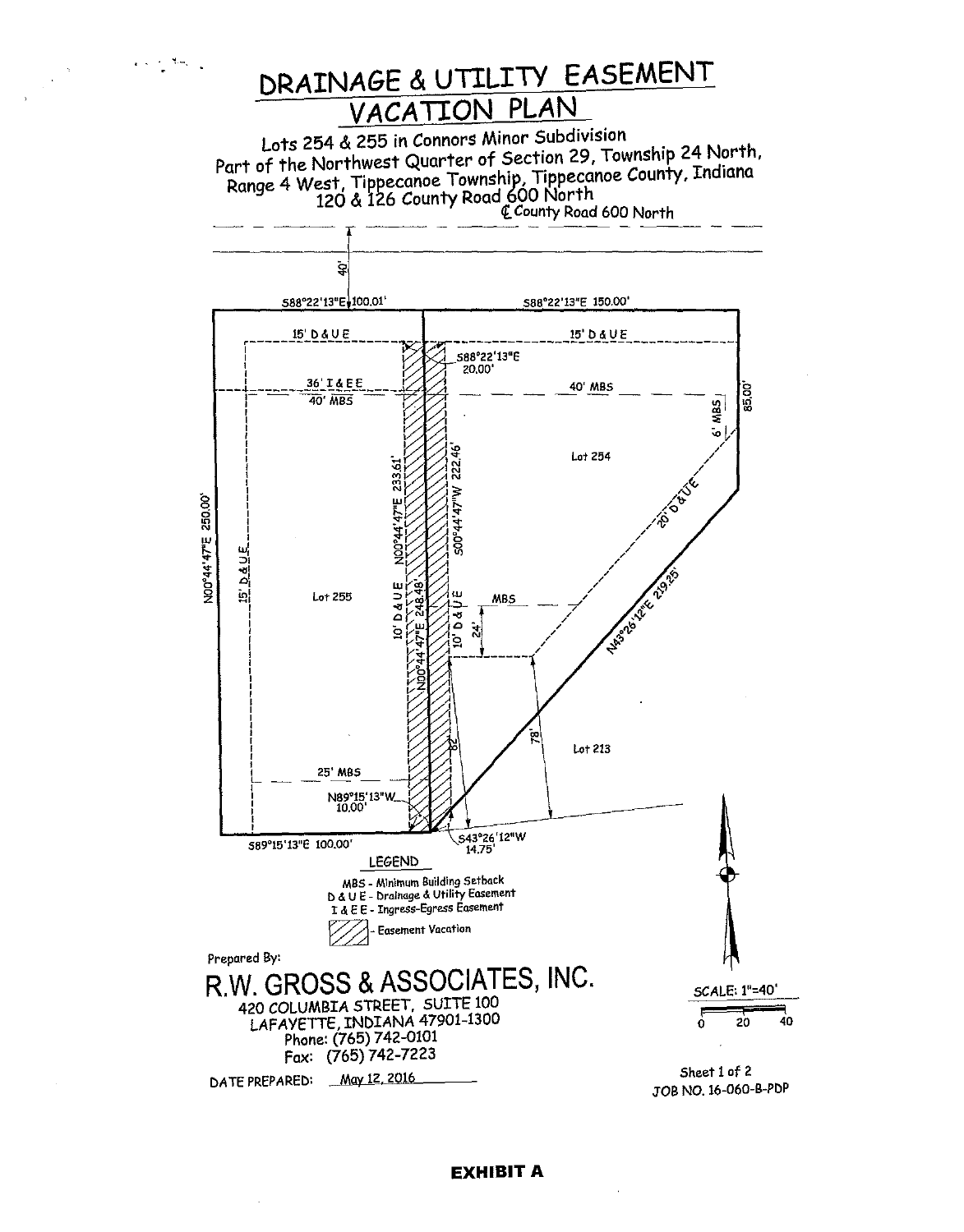# DRAINAGE & UTILITY EASEMENT VACATION PLAN

Lots 254 & 255 in Connors Minor Subdivision
Part of the Northwest Quarter of Section 29, Township 24 North, Range 4 West, Tippecanoe Township, Tippecanoe County, Indiana
120 & 126 County Road 600 North

℄ County Road 600 North

40'

S88°22'13"E 100.01'

S88°22'13"E 150.00'

15' D & U E

15' D & U E

S88°22'13"E 20.00'

36' I & E E

40' MBS

40' MBS

6' MBS

85.00'

Lot 254

N00°44'47"E 233.61'

S00°44'47"W 222.46'

20' D & U E

N00°44'47"E 250.00'

15' D & U E

Lot 255

10' D & U E

N00°44'47"E 248.48'

10' D & U E

MBS

24'

N43°26'12"E 219.25'

78'

Lot 213

82'

25' MBS

N89°15'13"W 10.00'

S89°15'13"E 100.00'

S43°26'12"W 14.75'

**LEGEND**

MBS - Minimum Building Setback
D & U E - Drainage & Utility Easement
I & E E - Ingress-Egress Easement
(hatched) - Easement Vacation

Prepared By:

R.W. GROSS & ASSOCIATES, INC.
420 COLUMBIA STREET, SUITE 100
LAFAYETTE, INDIANA 47901-1300
Phone: (765) 742-0101
Fax: (765) 742-7223

DATE PREPARED: May 12, 2016

SCALE: 1"=40'

0 20 40

Sheet 1 of 2
JOB NO. 16-060-B-PDP

**EXHIBIT A**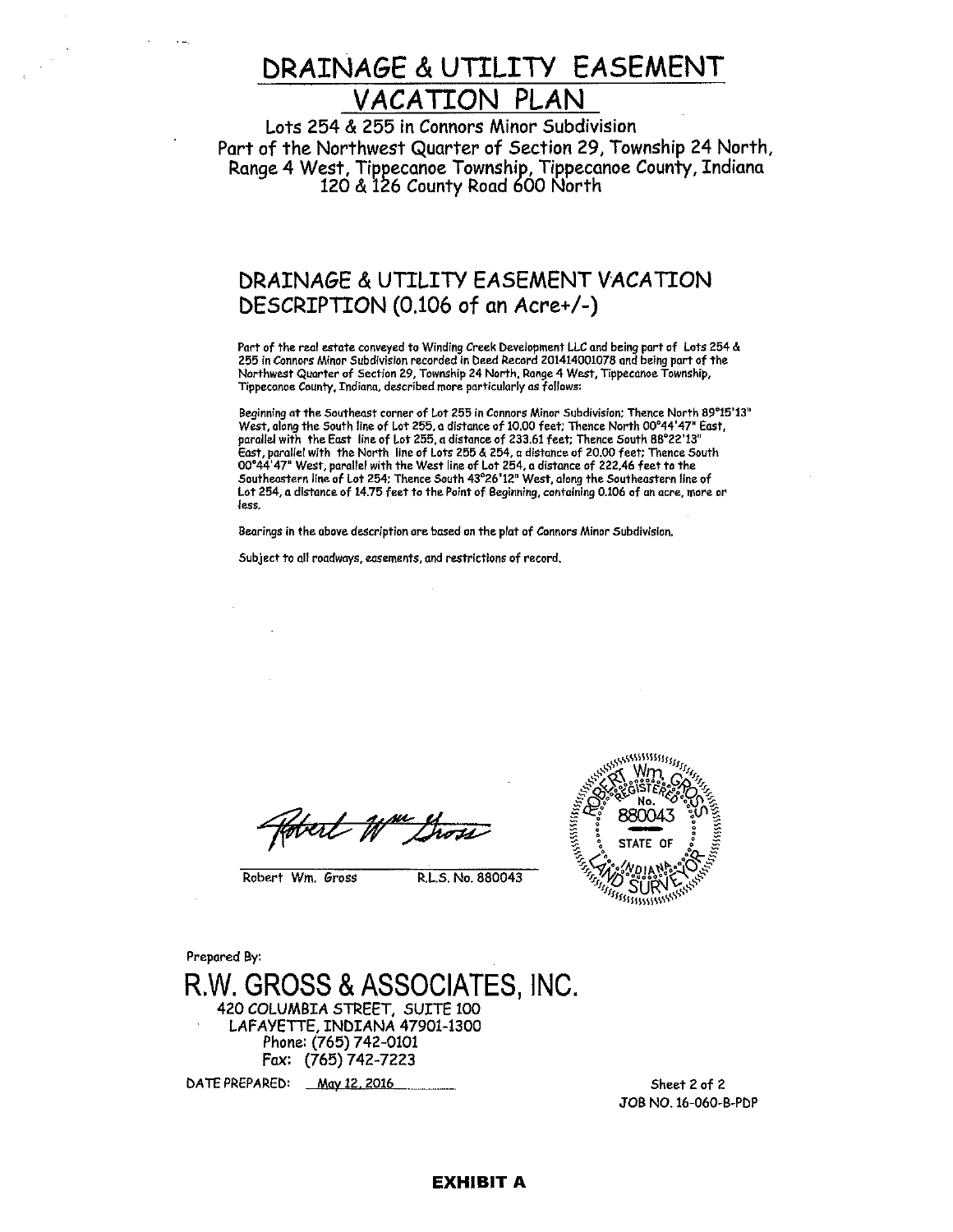# DRAINAGE & UTILITY EASEMENT VACATION PLAN

Lots 254 & 255 in Connors Minor Subdivision
Part of the Northwest Quarter of Section 29, Township 24 North, Range 4 West, Tippecanoe Township, Tippecanoe County, Indiana
120 & 126 County Road 600 North

## DRAINAGE & UTILITY EASEMENT VACATION DESCRIPTION (0.106 of an Acre+/-)

Part of the real estate conveyed to Winding Creek Development LLC and being part of Lots 254 & 255 in Connors Minor Subdivision recorded in Deed Record 201414001078 and being part of the Northwest Quarter of Section 29, Township 24 North, Range 4 West, Tippecanoe Township, Tippecanoe County, Indiana, described more particularly as follows:

Beginning at the Southeast corner of Lot 255 in Connors Minor Subdivision; Thence North 89°15'13" West, along the South line of Lot 255, a distance of 10.00 feet; Thence North 00°44'47" East, parallel with the East line of Lot 255, a distance of 233.61 feet; Thence South 88°22'13" East, parallel with the North line of Lots 255 & 254, a distance of 20.00 feet; Thence South 00°44'47" West, parallel with the West line of Lot 254, a distance of 222.46 feet to the Southeastern line of Lot 254; Thence South 43°26'12" West, along the Southeastern line of Lot 254, a distance of 14.75 feet to the Point of Beginning, containing 0.106 of an acre, more or less.

Bearings in the above description are based on the plat of Connors Minor Subdivision.

Subject to all roadways, easements, and restrictions of record.

Robert Wm. Gross R.L.S. No. 880043

ROBERT Wm. GROSS
REGISTERED No. 880043
STATE OF INDIANA
LAND SURVEYOR

Prepared By:

**R.W. GROSS & ASSOCIATES, INC.**
420 COLUMBIA STREET, SUITE 100
LAFAYETTE, INDIANA 47901-1300
Phone: (765) 742-0101
Fax: (765) 742-7223

DATE PREPARED: May 12, 2016

Sheet 2 of 2
JOB NO. 16-060-B-PDP

**EXHIBIT A**